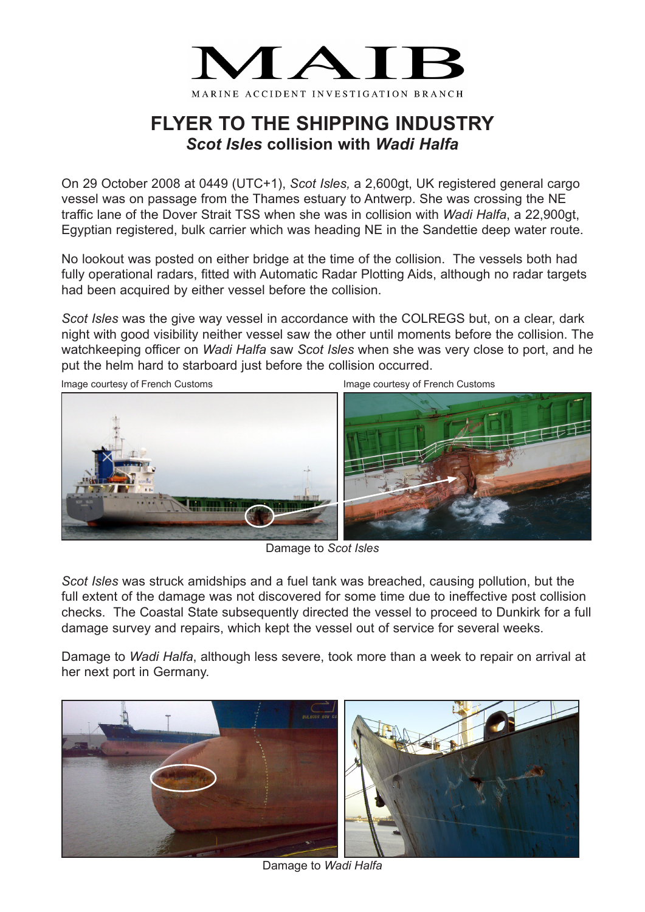# MAIB

MARINE ACCIDENT INVESTIGATION BRANCH

## FLYER TO THE SHIPPING INDUSTRY

### *Scot Isles* collision with *Wadi Halfa*

On 29 October 2008 at 0449 (UTC+1), *Scot Isles,* a 2,600gt, UK registered general cargo vessel was on passage from the Thames estuary to Antwerp. She was crossing the NE traffic lane of the Dover Strait TSS when she was in collision with *Wadi Halfa*, a 22,900gt, Egyptian registered, bulk carrier which was heading NE in the Sandettie deep water route.

No lookout was posted on either bridge at the time of the collision. The vessels both had fully operational radars, fitted with Automatic Radar Plotting Aids, although no radar targets had been acquired by either vessel before the collision.

*Scot Isles* was the give way vessel in accordance with the COLREGS but, on a clear, dark night with good visibility neither vessel saw the other until moments before the collision. The watchkeeping officer on *Wadi Halfa* saw *Scot Isles* when she was very close to port, and he put the helm hard to starboard just before the collision occurred.

Image courtesy of French Customs

Image courtesy of French Customs

Damage to *Scot Isles*

*Scot Isles* was struck amidships and a fuel tank was breached, causing pollution, but the full extent of the damage was not discovered for some time due to ineffective post collision checks. The Coastal State subsequently directed the vessel to proceed to Dunkirk for a full damage survey and repairs, which kept the vessel out of service for several weeks.

Damage to *Wadi Halfa*, although less severe, took more than a week to repair on arrival at her next port in Germany.

Damage to *Wadi Halfa*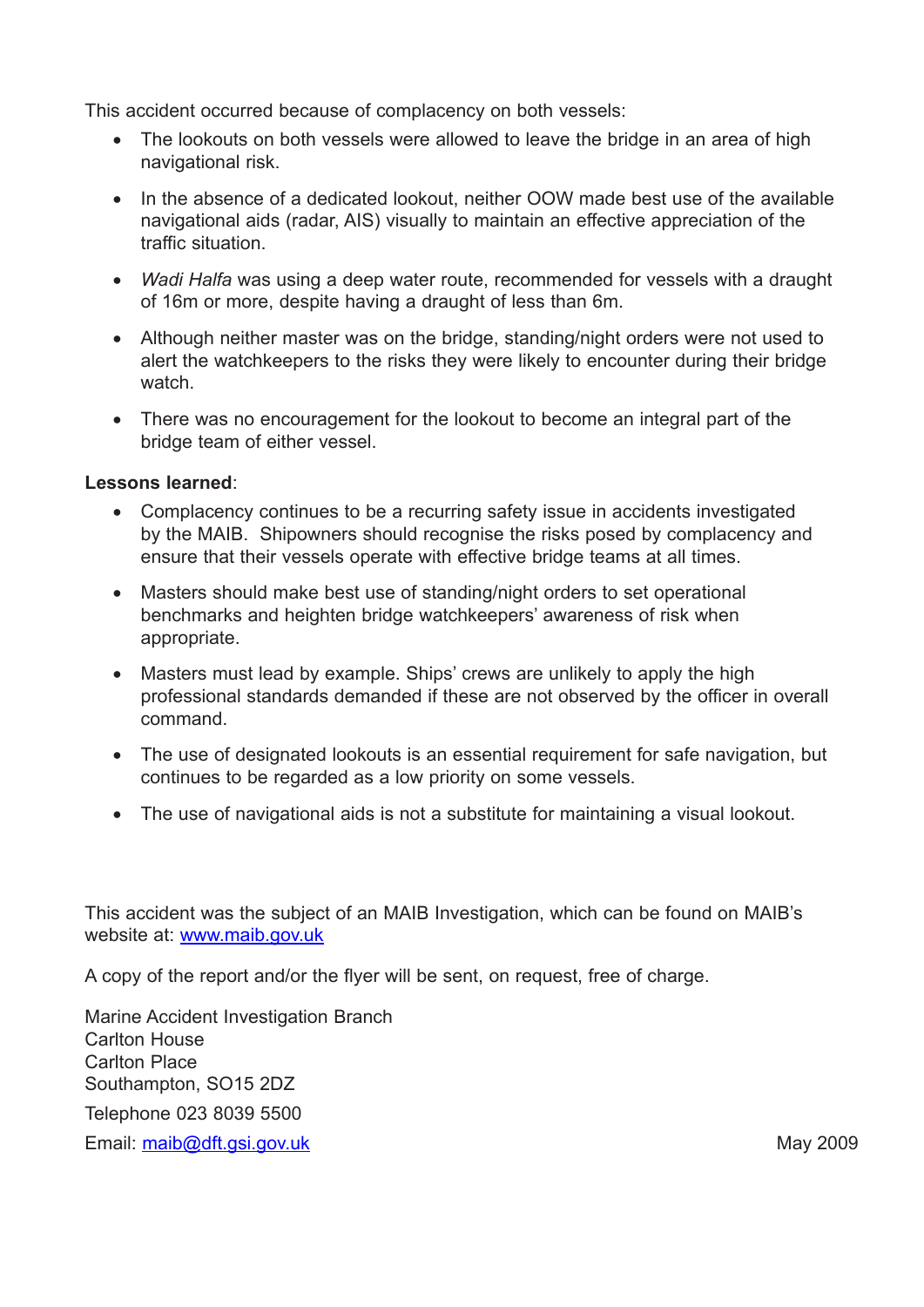This accident occurred because of complacency on both vessels:

- The lookouts on both vessels were allowed to leave the bridge in an area of high navigational risk.
- In the absence of a dedicated lookout, neither OOW made best use of the available navigational aids (radar, AIS) visually to maintain an effective appreciation of the traffic situation.
- *Wadi Halfa* was using a deep water route, recommended for vessels with a draught of 16m or more, despite having a draught of less than 6m.
- Although neither master was on the bridge, standing/night orders were not used to alert the watchkeepers to the risks they were likely to encounter during their bridge watch.
- There was no encouragement for the lookout to become an integral part of the bridge team of either vessel.

**Lessons learned**:

- Complacency continues to be a recurring safety issue in accidents investigated by the MAIB. Shipowners should recognise the risks posed by complacency and ensure that their vessels operate with effective bridge teams at all times.
- Masters should make best use of standing/night orders to set operational benchmarks and heighten bridge watchkeepers' awareness of risk when appropriate.
- Masters must lead by example. Ships' crews are unlikely to apply the high professional standards demanded if these are not observed by the officer in overall command.
- The use of designated lookouts is an essential requirement for safe navigation, but continues to be regarded as a low priority on some vessels.
- The use of navigational aids is not a substitute for maintaining a visual lookout.

This accident was the subject of an MAIB Investigation, which can be found on MAIB's website at: [www.maib.gov.uk](http://www.maib.gov.uk)

A copy of the report and/or the flyer will be sent, on request, free of charge.

Marine Accident Investigation Branch
Carlton House
Carlton Place
Southampton, SO15 2DZ

Telephone 023 8039 5500

Email: [maib@dft.gsi.gov.uk](mailto:maib@dft.gsi.gov.uk)

May 2009